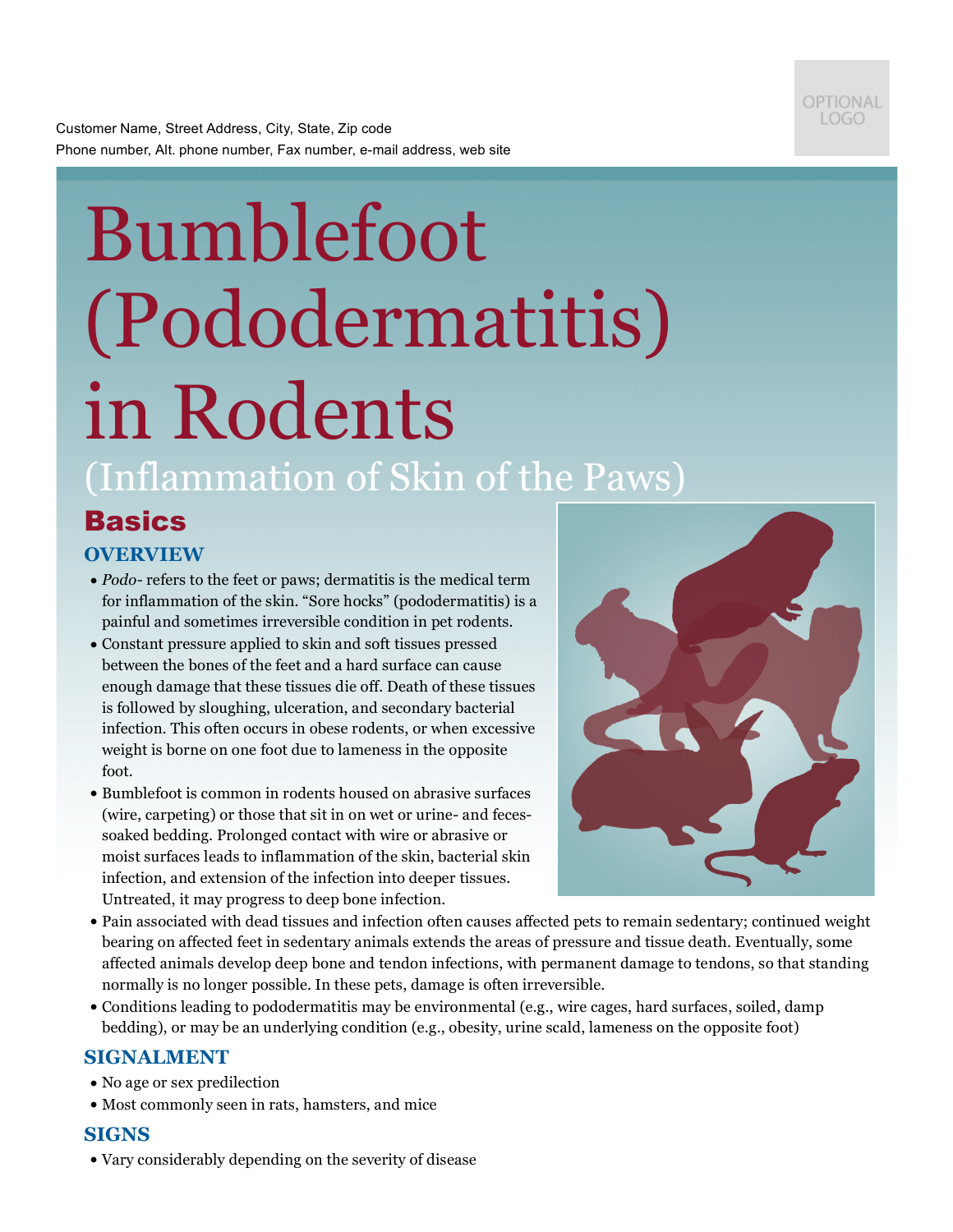Customer Name, Street Address, City, State, Zip code
Phone number, Alt. phone number, Fax number, e-mail address, web site

# Bumblefoot (Pododermatitis) in Rodents

(Inflammation of Skin of the Paws)

## Basics

### OVERVIEW

- *Podo-* refers to the feet or paws; dermatitis is the medical term for inflammation of the skin. "Sore hocks" (pododermatitis) is a painful and sometimes irreversible condition in pet rodents.
- Constant pressure applied to skin and soft tissues pressed between the bones of the feet and a hard surface can cause enough damage that these tissues die off. Death of these tissues is followed by sloughing, ulceration, and secondary bacterial infection. This often occurs in obese rodents, or when excessive weight is borne on one foot due to lameness in the opposite foot.
- Bumblefoot is common in rodents housed on abrasive surfaces (wire, carpeting) or those that sit in on wet or urine- and feces-soaked bedding. Prolonged contact with wire or abrasive or moist surfaces leads to inflammation of the skin, bacterial skin infection, and extension of the infection into deeper tissues. Untreated, it may progress to deep bone infection.
- Pain associated with dead tissues and infection often causes affected pets to remain sedentary; continued weight bearing on affected feet in sedentary animals extends the areas of pressure and tissue death. Eventually, some affected animals develop deep bone and tendon infections, with permanent damage to tendons, so that standing normally is no longer possible. In these pets, damage is often irreversible.
- Conditions leading to pododermatitis may be environmental (e.g., wire cages, hard surfaces, soiled, damp bedding), or may be an underlying condition (e.g., obesity, urine scald, lameness on the opposite foot)

### SIGNALMENT

- No age or sex predilection
- Most commonly seen in rats, hamsters, and mice

### SIGNS

- Vary considerably depending on the severity of disease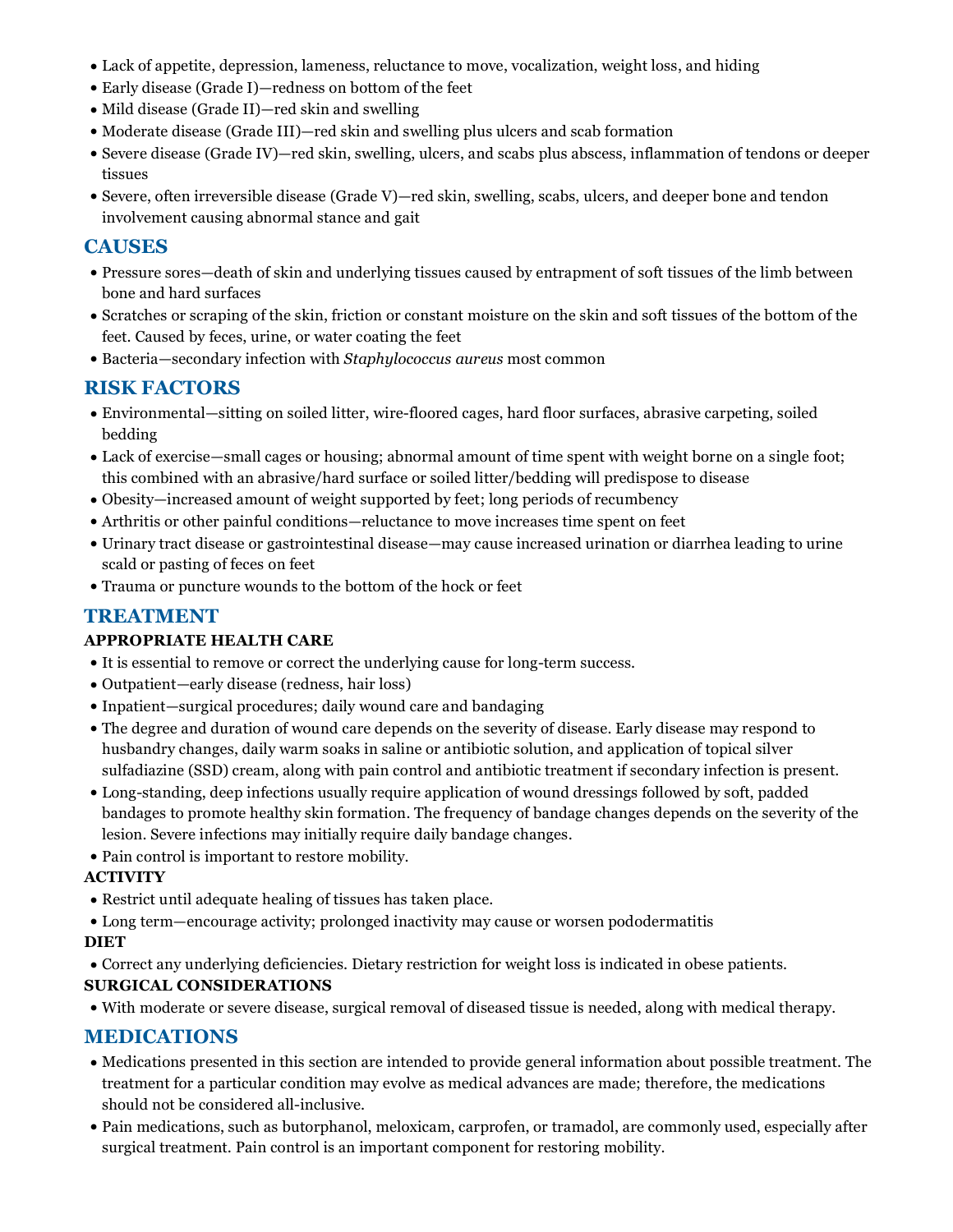- Lack of appetite, depression, lameness, reluctance to move, vocalization, weight loss, and hiding
- Early disease (Grade I)—redness on bottom of the feet
- Mild disease (Grade II)—red skin and swelling
- Moderate disease (Grade III)—red skin and swelling plus ulcers and scab formation
- Severe disease (Grade IV)—red skin, swelling, ulcers, and scabs plus abscess, inflammation of tendons or deeper tissues
- Severe, often irreversible disease (Grade V)—red skin, swelling, scabs, ulcers, and deeper bone and tendon involvement causing abnormal stance and gait

## CAUSES

- Pressure sores—death of skin and underlying tissues caused by entrapment of soft tissues of the limb between bone and hard surfaces
- Scratches or scraping of the skin, friction or constant moisture on the skin and soft tissues of the bottom of the feet. Caused by feces, urine, or water coating the feet
- Bacteria—secondary infection with *Staphylococcus aureus* most common

## RISK FACTORS

- Environmental—sitting on soiled litter, wire-floored cages, hard floor surfaces, abrasive carpeting, soiled bedding
- Lack of exercise—small cages or housing; abnormal amount of time spent with weight borne on a single foot; this combined with an abrasive/hard surface or soiled litter/bedding will predispose to disease
- Obesity—increased amount of weight supported by feet; long periods of recumbency
- Arthritis or other painful conditions—reluctance to move increases time spent on feet
- Urinary tract disease or gastrointestinal disease—may cause increased urination or diarrhea leading to urine scald or pasting of feces on feet
- Trauma or puncture wounds to the bottom of the hock or feet

## TREATMENT

### APPROPRIATE HEALTH CARE

- It is essential to remove or correct the underlying cause for long-term success.
- Outpatient—early disease (redness, hair loss)
- Inpatient—surgical procedures; daily wound care and bandaging
- The degree and duration of wound care depends on the severity of disease. Early disease may respond to husbandry changes, daily warm soaks in saline or antibiotic solution, and application of topical silver sulfadiazine (SSD) cream, along with pain control and antibiotic treatment if secondary infection is present.
- Long-standing, deep infections usually require application of wound dressings followed by soft, padded bandages to promote healthy skin formation. The frequency of bandage changes depends on the severity of the lesion. Severe infections may initially require daily bandage changes.
- Pain control is important to restore mobility.

### ACTIVITY

- Restrict until adequate healing of tissues has taken place.
- Long term—encourage activity; prolonged inactivity may cause or worsen pododermatitis

### DIET

- Correct any underlying deficiencies. Dietary restriction for weight loss is indicated in obese patients.

### SURGICAL CONSIDERATIONS

- With moderate or severe disease, surgical removal of diseased tissue is needed, along with medical therapy.

## MEDICATIONS

- Medications presented in this section are intended to provide general information about possible treatment. The treatment for a particular condition may evolve as medical advances are made; therefore, the medications should not be considered all-inclusive.
- Pain medications, such as butorphanol, meloxicam, carprofen, or tramadol, are commonly used, especially after surgical treatment. Pain control is an important component for restoring mobility.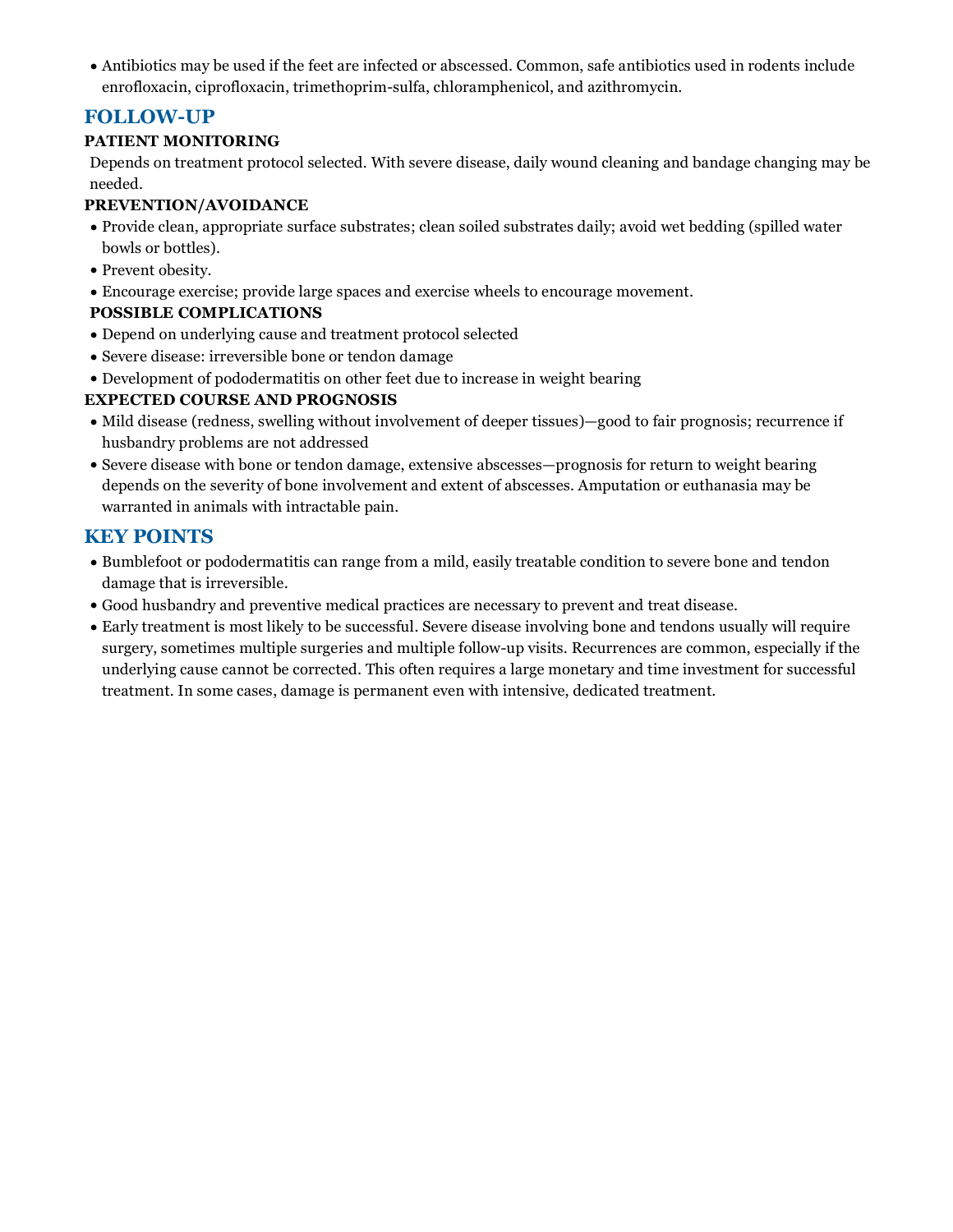- Antibiotics may be used if the feet are infected or abscessed. Common, safe antibiotics used in rodents include enrofloxacin, ciprofloxacin, trimethoprim-sulfa, chloramphenicol, and azithromycin.

## FOLLOW-UP

### PATIENT MONITORING

Depends on treatment protocol selected. With severe disease, daily wound cleaning and bandage changing may be needed.

### PREVENTION/AVOIDANCE

- Provide clean, appropriate surface substrates; clean soiled substrates daily; avoid wet bedding (spilled water bowls or bottles).
- Prevent obesity.
- Encourage exercise; provide large spaces and exercise wheels to encourage movement.

### POSSIBLE COMPLICATIONS

- Depend on underlying cause and treatment protocol selected
- Severe disease: irreversible bone or tendon damage
- Development of pododermatitis on other feet due to increase in weight bearing

### EXPECTED COURSE AND PROGNOSIS

- Mild disease (redness, swelling without involvement of deeper tissues)—good to fair prognosis; recurrence if husbandry problems are not addressed
- Severe disease with bone or tendon damage, extensive abscesses—prognosis for return to weight bearing depends on the severity of bone involvement and extent of abscesses. Amputation or euthanasia may be warranted in animals with intractable pain.

## KEY POINTS

- Bumblefoot or pododermatitis can range from a mild, easily treatable condition to severe bone and tendon damage that is irreversible.
- Good husbandry and preventive medical practices are necessary to prevent and treat disease.
- Early treatment is most likely to be successful. Severe disease involving bone and tendons usually will require surgery, sometimes multiple surgeries and multiple follow-up visits. Recurrences are common, especially if the underlying cause cannot be corrected. This often requires a large monetary and time investment for successful treatment. In some cases, damage is permanent even with intensive, dedicated treatment.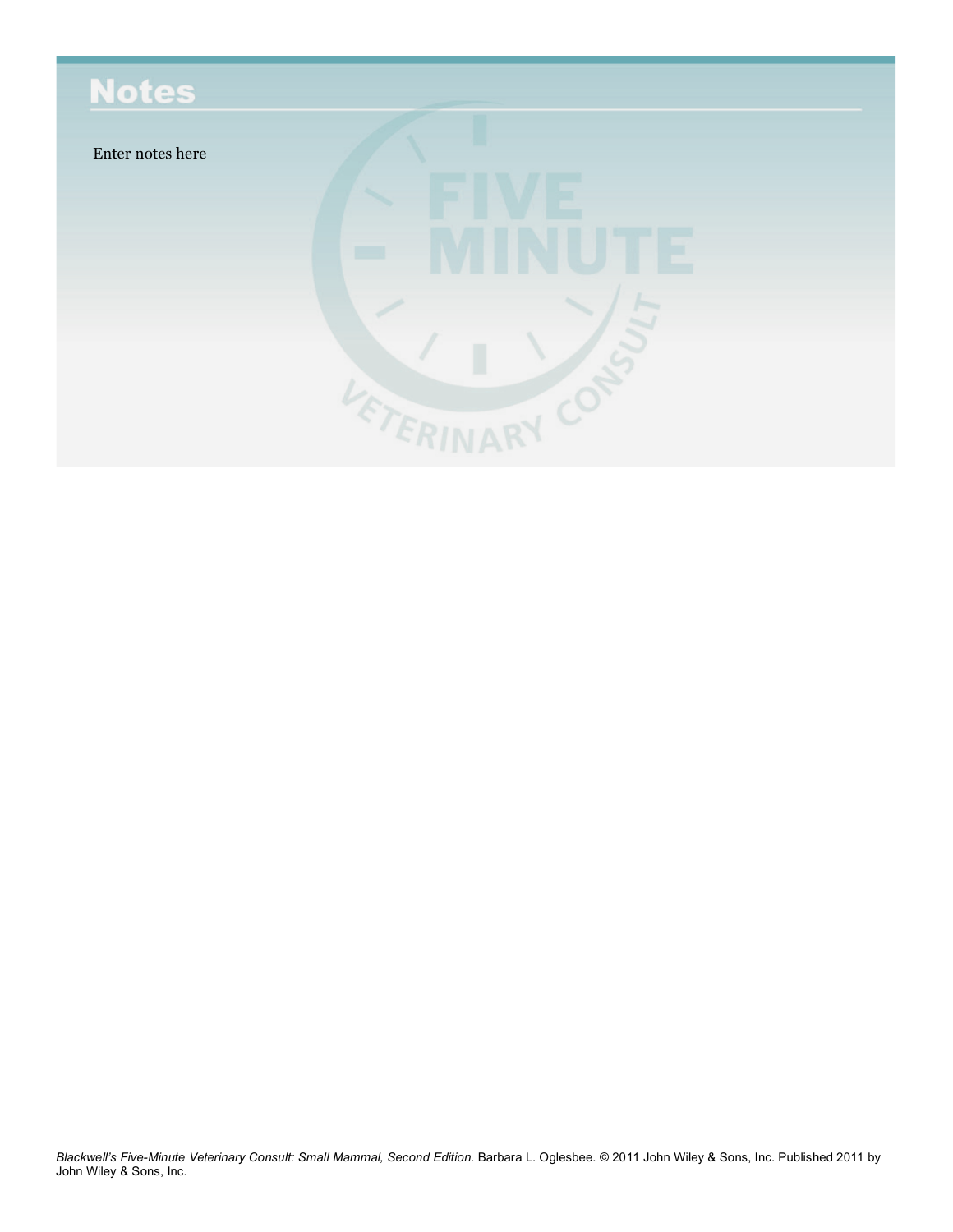# Notes

Enter notes here

*Blackwell's Five-Minute Veterinary Consult: Small Mammal, Second Edition*. Barbara L. Oglesbee. © 2011 John Wiley & Sons, Inc. Published 2011 by John Wiley & Sons, Inc.